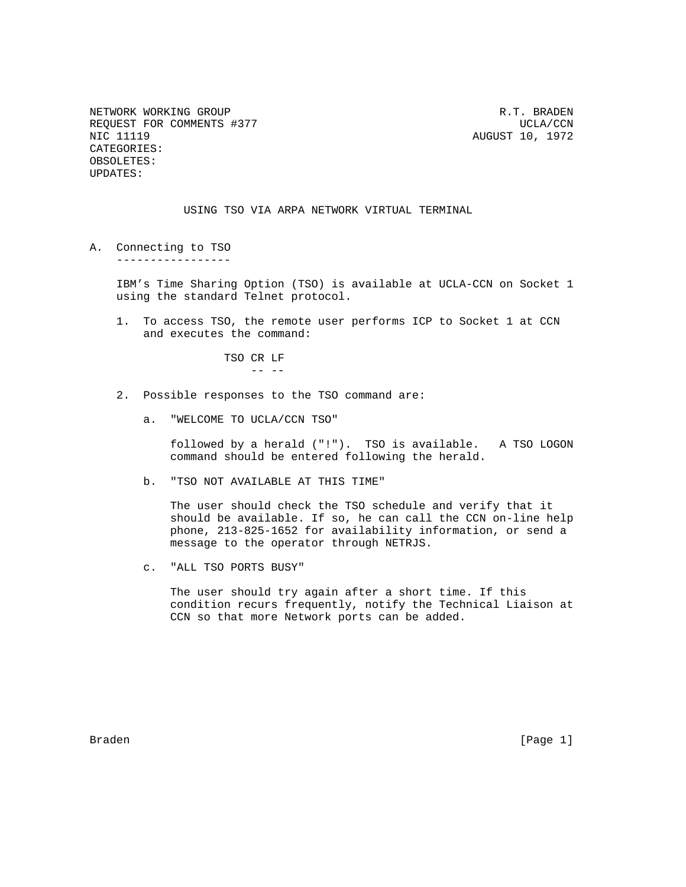NETWORK WORKING GROUP R.T. BRADEN
REQUEST FOR COMMENTS #377 UCLA/CCN
NIC 11119 AUGUST 10, 1972
CATEGORIES:
OBSOLETES:
UPDATES:

# USING TSO VIA ARPA NETWORK VIRTUAL TERMINAL

## A. Connecting to TSO

IBM's Time Sharing Option (TSO) is available at UCLA-CCN on Socket 1 using the standard Telnet protocol.

1. To access TSO, the remote user performs ICP to Socket 1 at CCN and executes the command:

```
TSO CR LF
    -- --
```

2. Possible responses to the TSO command are:

   a. "WELCOME TO UCLA/CCN TSO"

      followed by a herald ("!"). TSO is available. A TSO LOGON command should be entered following the herald.

   b. "TSO NOT AVAILABLE AT THIS TIME"

      The user should check the TSO schedule and verify that it should be available. If so, he can call the CCN on-line help phone, 213-825-1652 for availability information, or send a message to the operator through NETRJS.

   c. "ALL TSO PORTS BUSY"

      The user should try again after a short time. If this condition recurs frequently, notify the Technical Liaison at CCN so that more Network ports can be added.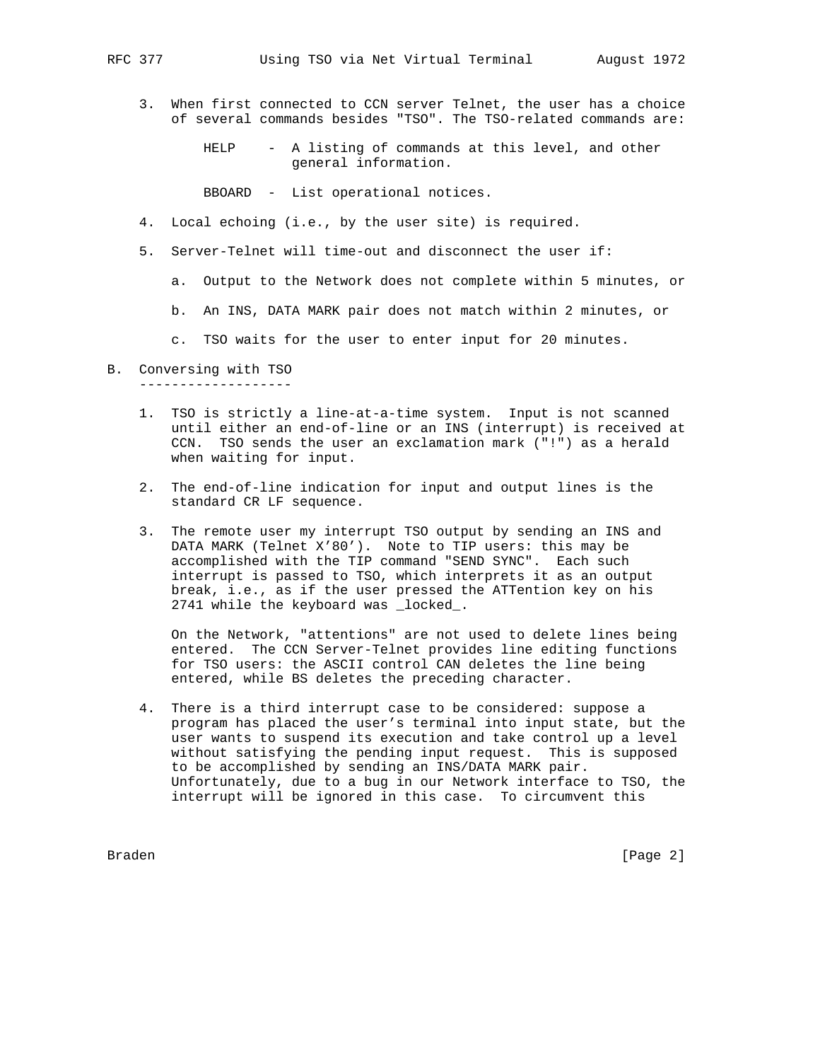3. When first connected to CCN server Telnet, the user has a choice of several commands besides "TSO". The TSO-related commands are:

   HELP - A listing of commands at this level, and other general information.

   BBOARD - List operational notices.

4. Local echoing (i.e., by the user site) is required.

5. Server-Telnet will time-out and disconnect the user if:

   a. Output to the Network does not complete within 5 minutes, or

   b. An INS, DATA MARK pair does not match within 2 minutes, or

   c. TSO waits for the user to enter input for 20 minutes.

## B. Conversing with TSO

1. TSO is strictly a line-at-a-time system. Input is not scanned until either an end-of-line or an INS (interrupt) is received at CCN. TSO sends the user an exclamation mark ("!") as a herald when waiting for input.

2. The end-of-line indication for input and output lines is the standard CR LF sequence.

3. The remote user my interrupt TSO output by sending an INS and DATA MARK (Telnet X'80'). Note to TIP users: this may be accomplished with the TIP command "SEND SYNC". Each such interrupt is passed to TSO, which interprets it as an output break, i.e., as if the user pressed the ATTention key on his 2741 while the keyboard was _locked_.

   On the Network, "attentions" are not used to delete lines being entered. The CCN Server-Telnet provides line editing functions for TSO users: the ASCII control CAN deletes the line being entered, while BS deletes the preceding character.

4. There is a third interrupt case to be considered: suppose a program has placed the user's terminal into input state, but the user wants to suspend its execution and take control up a level without satisfying the pending input request. This is supposed to be accomplished by sending an INS/DATA MARK pair. Unfortunately, due to a bug in our Network interface to TSO, the interrupt will be ignored in this case. To circumvent this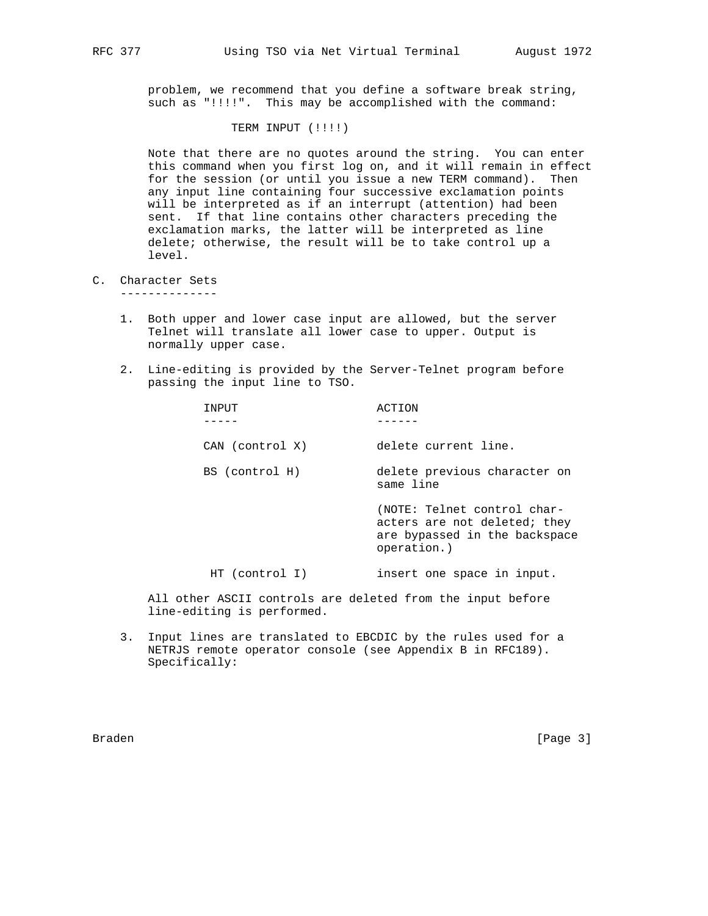problem, we recommend that you define a software break string, such as "!!!!". This may be accomplished with the command:

```
TERM INPUT (!!!!)
```

Note that there are no quotes around the string. You can enter this command when you first log on, and it will remain in effect for the session (or until you issue a new TERM command). Then any input line containing four successive exclamation points will be interpreted as if an interrupt (attention) had been sent. If that line contains other characters preceding the exclamation marks, the latter will be interpreted as line delete; otherwise, the result will be to take control up a level.

## C. Character Sets

1. Both upper and lower case input are allowed, but the server Telnet will translate all lower case to upper. Output is normally upper case.

2. Line-editing is provided by the Server-Telnet program before passing the input line to TSO.

| INPUT | ACTION |
|---|---|
| CAN (control X) | delete current line. |
| BS (control H) | delete previous character on same line<br><br>(NOTE: Telnet control characters are not deleted; they are bypassed in the backspace operation.) |
| HT (control I) | insert one space in input. |

All other ASCII controls are deleted from the input before line-editing is performed.

3. Input lines are translated to EBCDIC by the rules used for a NETRJS remote operator console (see Appendix B in RFC189). Specifically: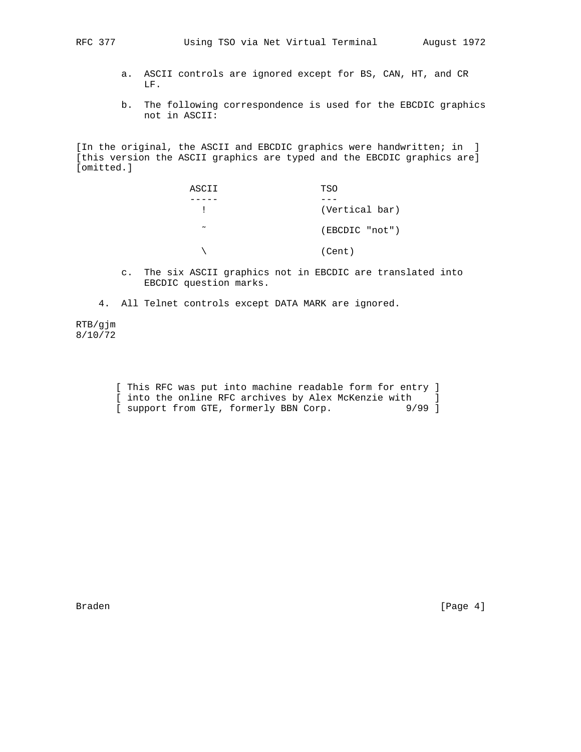a. ASCII controls are ignored except for BS, CAN, HT, and CR LF.

b. The following correspondence is used for the EBCDIC graphics not in ASCII:

[In the original, the ASCII and EBCDIC graphics were handwritten; in ]
[this version the ASCII graphics are typed and the EBCDIC graphics are]
[omitted.]

| ASCII | TSO |
| --- | --- |
| ! | (Vertical bar) |
| ~ | (EBCDIC "not") |
| \ | (Cent) |

c. The six ASCII graphics not in EBCDIC are translated into EBCDIC question marks.

4. All Telnet controls except DATA MARK are ignored.

RTB/gjm
8/10/72

[ This RFC was put into machine readable form for entry ]
[ into the online RFC archives by Alex McKenzie with ]
[ support from GTE, formerly BBN Corp. 9/99 ]